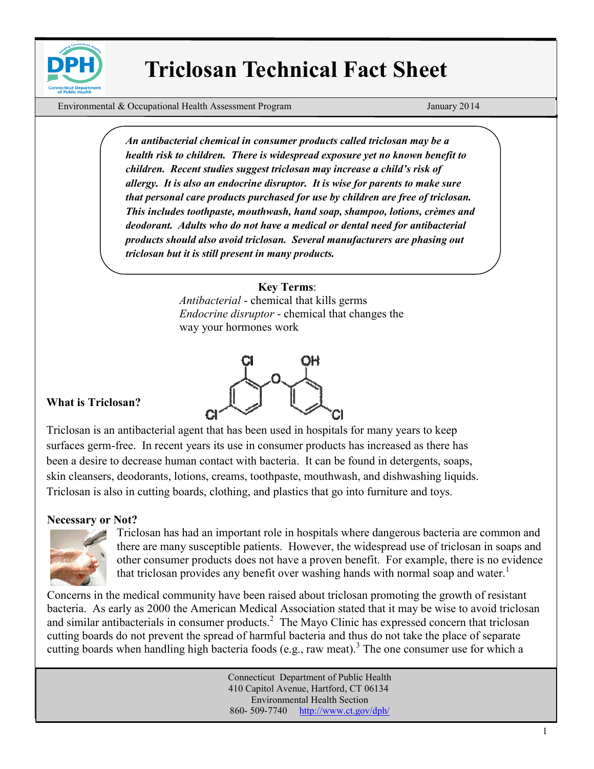# Triclosan Technical Fact Sheet

Environmental & Occupational Health Assessment Program — January 2014

***An antibacterial chemical in consumer products called triclosan may be a health risk to children. There is widespread exposure yet no known benefit to children. Recent studies suggest triclosan may increase a child's risk of allergy. It is also an endocrine disruptor. It is wise for parents to make sure that personal care products purchased for use by children are free of triclosan. This includes toothpaste, mouthwash, hand soap, shampoo, lotions, crèmes and deodorant. Adults who do not have a medical or dental need for antibacterial products should also avoid triclosan. Several manufacturers are phasing out triclosan but it is still present in many products.***

**Key Terms**:

*Antibacterial* - chemical that kills germs

*Endocrine disruptor* - chemical that changes the way your hormones work

## What is Triclosan?

Triclosan is an antibacterial agent that has been used in hospitals for many years to keep surfaces germ-free. In recent years its use in consumer products has increased as there has been a desire to decrease human contact with bacteria. It can be found in detergents, soaps, skin cleansers, deodorants, lotions, creams, toothpaste, mouthwash, and dishwashing liquids. Triclosan is also in cutting boards, clothing, and plastics that go into furniture and toys.

## Necessary or Not?

Triclosan has had an important role in hospitals where dangerous bacteria are common and there are many susceptible patients. However, the widespread use of triclosan in soaps and other consumer products does not have a proven benefit. For example, there is no evidence that triclosan provides any benefit over washing hands with normal soap and water.[1]

Concerns in the medical community have been raised about triclosan promoting the growth of resistant bacteria. As early as 2000 the American Medical Association stated that it may be wise to avoid triclosan and similar antibacterials in consumer products.[2] The Mayo Clinic has expressed concern that triclosan cutting boards do not prevent the spread of harmful bacteria and thus do not take the place of separate cutting boards when handling high bacteria foods (e.g., raw meat).[3] The one consumer use for which a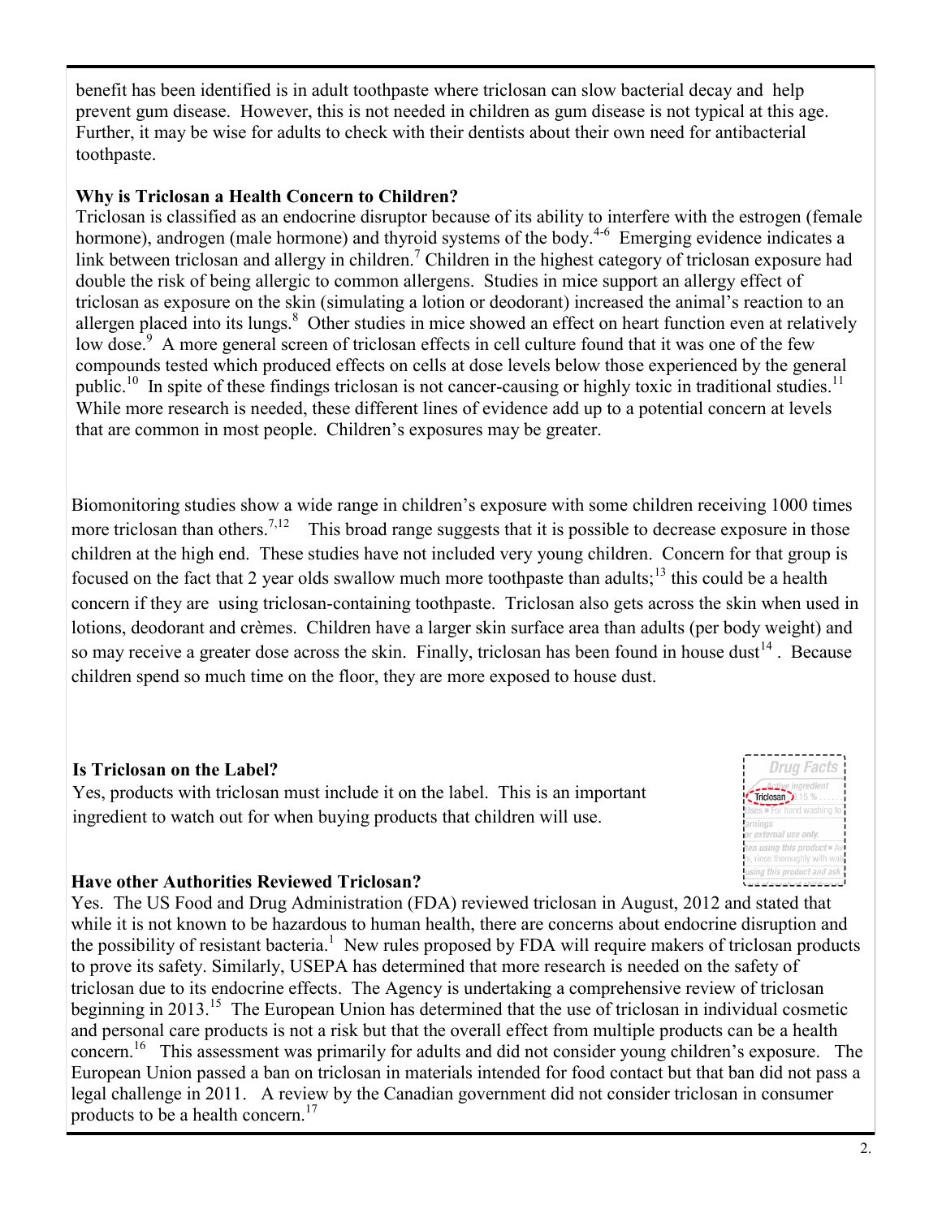benefit has been identified is in adult toothpaste where triclosan can slow bacterial decay and help prevent gum disease. However, this is not needed in children as gum disease is not typical at this age. Further, it may be wise for adults to check with their dentists about their own need for antibacterial toothpaste.

**Why is Triclosan a Health Concern to Children?**

Triclosan is classified as an endocrine disruptor because of its ability to interfere with the estrogen (female hormone), androgen (male hormone) and thyroid systems of the body.[4-6] Emerging evidence indicates a link between triclosan and allergy in children.[7] Children in the highest category of triclosan exposure had double the risk of being allergic to common allergens. Studies in mice support an allergy effect of triclosan as exposure on the skin (simulating a lotion or deodorant) increased the animal's reaction to an allergen placed into its lungs.[8] Other studies in mice showed an effect on heart function even at relatively low dose.[9] A more general screen of triclosan effects in cell culture found that it was one of the few compounds tested which produced effects on cells at dose levels below those experienced by the general public.[10] In spite of these findings triclosan is not cancer-causing or highly toxic in traditional studies.[11] While more research is needed, these different lines of evidence add up to a potential concern at levels that are common in most people. Children's exposures may be greater.

Biomonitoring studies show a wide range in children's exposure with some children receiving 1000 times more triclosan than others.[7,12] This broad range suggests that it is possible to decrease exposure in those children at the high end. These studies have not included very young children. Concern for that group is focused on the fact that 2 year olds swallow much more toothpaste than adults;[13] this could be a health concern if they are using triclosan-containing toothpaste. Triclosan also gets across the skin when used in lotions, deodorant and crèmes. Children have a larger skin surface area than adults (per body weight) and so may receive a greater dose across the skin. Finally, triclosan has been found in house dust[14]. Because children spend so much time on the floor, they are more exposed to house dust.

**Is Triclosan on the Label?**

Yes, products with triclosan must include it on the label. This is an important ingredient to watch out for when buying products that children will use.

**Have other Authorities Reviewed Triclosan?**

Yes. The US Food and Drug Administration (FDA) reviewed triclosan in August, 2012 and stated that while it is not known to be hazardous to human health, there are concerns about endocrine disruption and the possibility of resistant bacteria.[1] New rules proposed by FDA will require makers of triclosan products to prove its safety. Similarly, USEPA has determined that more research is needed on the safety of triclosan due to its endocrine effects. The Agency is undertaking a comprehensive review of triclosan beginning in 2013.[15] The European Union has determined that the use of triclosan in individual cosmetic and personal care products is not a risk but that the overall effect from multiple products can be a health concern.[16] This assessment was primarily for adults and did not consider young children's exposure. The European Union passed a ban on triclosan in materials intended for food contact but that ban did not pass a legal challenge in 2011. A review by the Canadian government did not consider triclosan in consumer products to be a health concern.[17]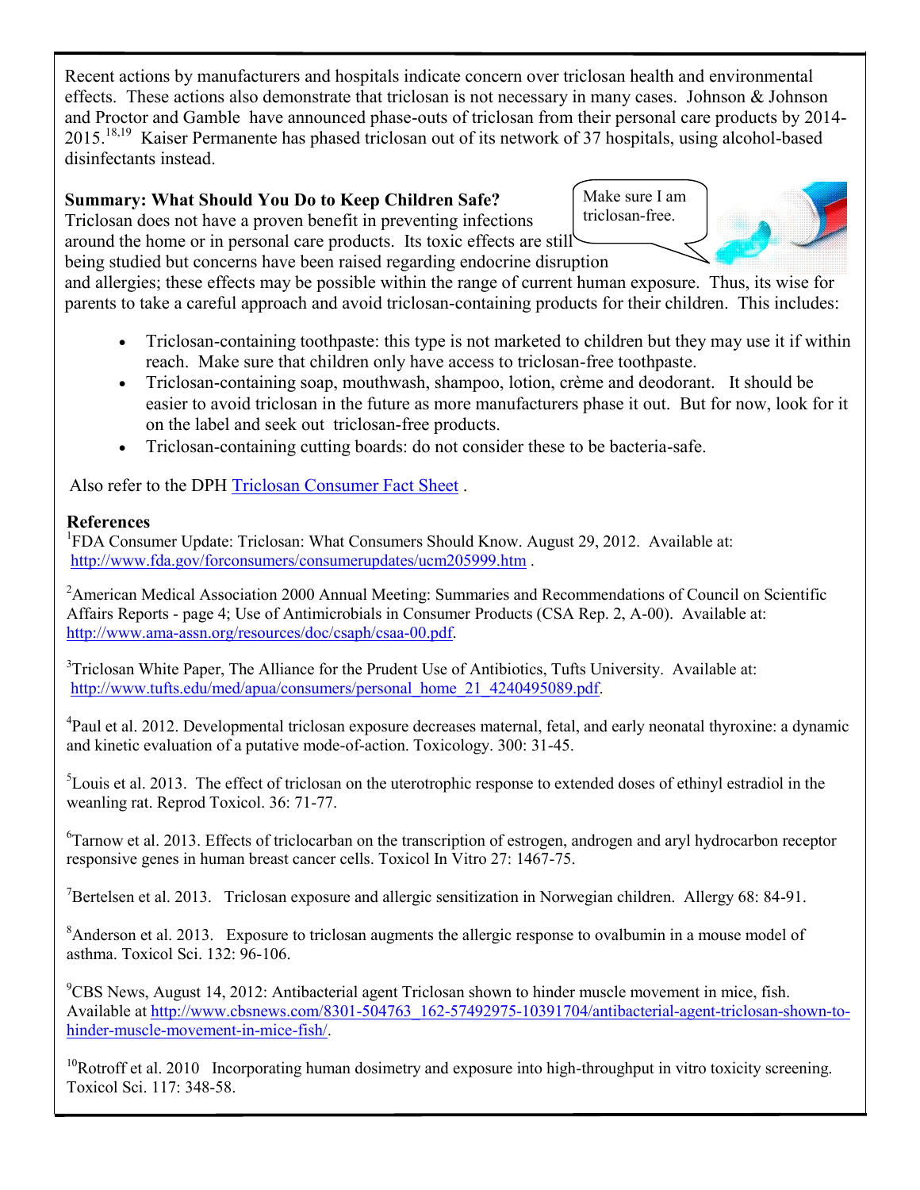Recent actions by manufacturers and hospitals indicate concern over triclosan health and environmental effects. These actions also demonstrate that triclosan is not necessary in many cases. Johnson & Johnson and Proctor and Gamble have announced phase-outs of triclosan from their personal care products by 2014-2015.[18,19] Kaiser Permanente has phased triclosan out of its network of 37 hospitals, using alcohol-based disinfectants instead.

**Summary: What Should You Do to Keep Children Safe?**

Make sure I am triclosan-free.

Triclosan does not have a proven benefit in preventing infections around the home or in personal care products. Its toxic effects are still being studied but concerns have been raised regarding endocrine disruption and allergies; these effects may be possible within the range of current human exposure. Thus, its wise for parents to take a careful approach and avoid triclosan-containing products for their children. This includes:

- Triclosan-containing toothpaste: this type is not marketed to children but they may use it if within reach. Make sure that children only have access to triclosan-free toothpaste.
- Triclosan-containing soap, mouthwash, shampoo, lotion, crème and deodorant. It should be easier to avoid triclosan in the future as more manufacturers phase it out. But for now, look for it on the label and seek out triclosan-free products.
- Triclosan-containing cutting boards: do not consider these to be bacteria-safe.

Also refer to the DPH Triclosan Consumer Fact Sheet .

**References**

[1]FDA Consumer Update: Triclosan: What Consumers Should Know. August 29, 2012. Available at: http://www.fda.gov/forconsumers/consumerupdates/ucm205999.htm .

[2]American Medical Association 2000 Annual Meeting: Summaries and Recommendations of Council on Scientific Affairs Reports - page 4; Use of Antimicrobials in Consumer Products (CSA Rep. 2, A-00). Available at: http://www.ama-assn.org/resources/doc/csaph/csaa-00.pdf.

[3]Triclosan White Paper, The Alliance for the Prudent Use of Antibiotics, Tufts University. Available at: http://www.tufts.edu/med/apua/consumers/personal_home_21_4240495089.pdf.

[4]Paul et al. 2012. Developmental triclosan exposure decreases maternal, fetal, and early neonatal thyroxine: a dynamic and kinetic evaluation of a putative mode-of-action. Toxicology. 300: 31-45.

[5]Louis et al. 2013. The effect of triclosan on the uterotrophic response to extended doses of ethinyl estradiol in the weanling rat. Reprod Toxicol. 36: 71-77.

[6]Tarnow et al. 2013. Effects of triclocarban on the transcription of estrogen, androgen and aryl hydrocarbon receptor responsive genes in human breast cancer cells. Toxicol In Vitro 27: 1467-75.

[7]Bertelsen et al. 2013. Triclosan exposure and allergic sensitization in Norwegian children. Allergy 68: 84-91.

[8]Anderson et al. 2013. Exposure to triclosan augments the allergic response to ovalbumin in a mouse model of asthma. Toxicol Sci. 132: 96-106.

[9]CBS News, August 14, 2012: Antibacterial agent Triclosan shown to hinder muscle movement in mice, fish. Available at http://www.cbsnews.com/8301-504763_162-57492975-10391704/antibacterial-agent-triclosan-shown-to-hinder-muscle-movement-in-mice-fish/.

[10]Rotroff et al. 2010 Incorporating human dosimetry and exposure into high-throughput in vitro toxicity screening. Toxicol Sci. 117: 348-58.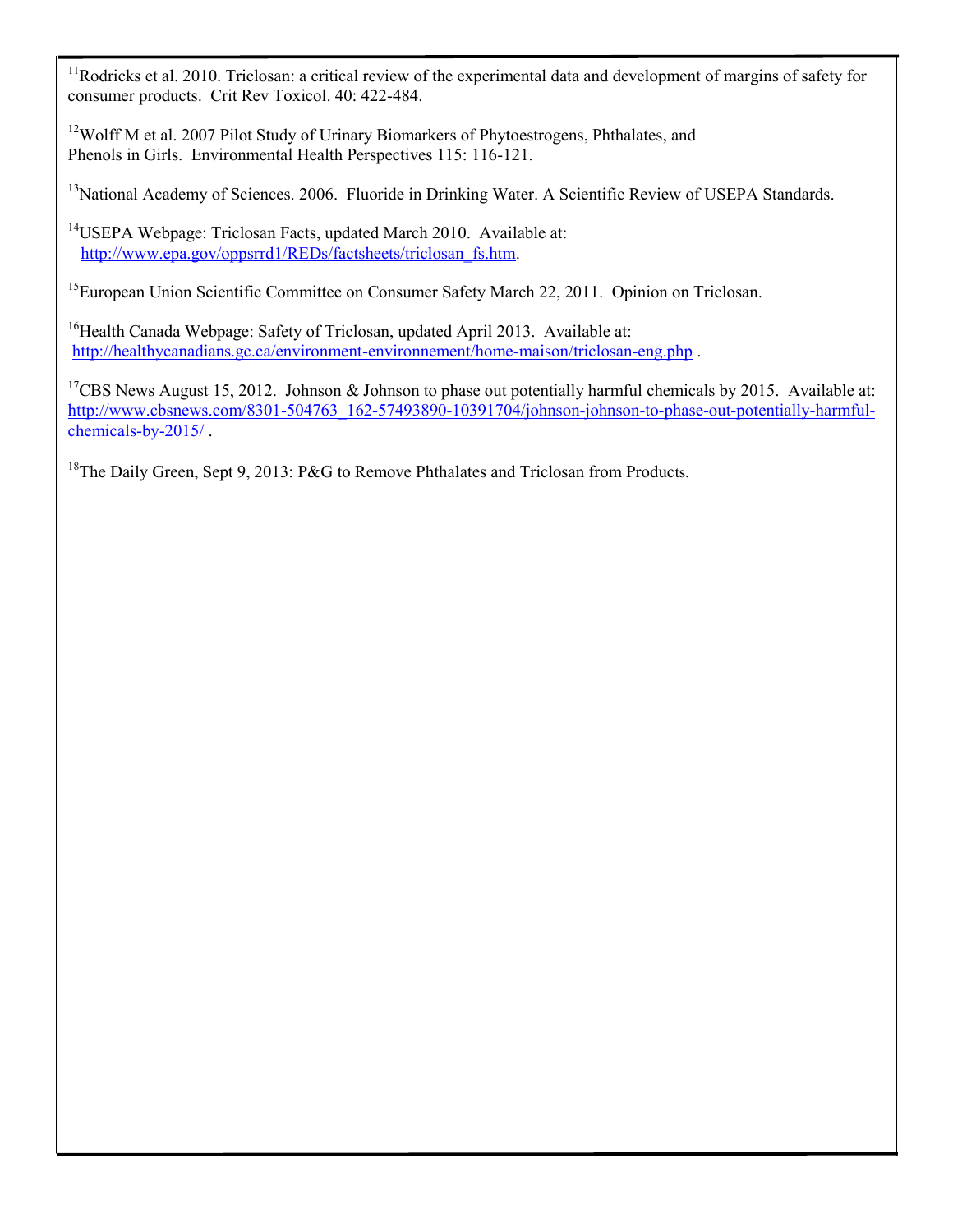[11]Rodricks et al. 2010. Triclosan: a critical review of the experimental data and development of margins of safety for consumer products. Crit Rev Toxicol. 40: 422-484.

[12]Wolff M et al. 2007 Pilot Study of Urinary Biomarkers of Phytoestrogens, Phthalates, and Phenols in Girls. Environmental Health Perspectives 115: 116-121.

[13]National Academy of Sciences. 2006. Fluoride in Drinking Water. A Scientific Review of USEPA Standards.

[14]USEPA Webpage: Triclosan Facts, updated March 2010. Available at: http://www.epa.gov/oppsrrd1/REDs/factsheets/triclosan_fs.htm.

[15]European Union Scientific Committee on Consumer Safety March 22, 2011. Opinion on Triclosan.

[16]Health Canada Webpage: Safety of Triclosan, updated April 2013. Available at: http://healthycanadians.gc.ca/environment-environnement/home-maison/triclosan-eng.php .

[17]CBS News August 15, 2012. Johnson & Johnson to phase out potentially harmful chemicals by 2015. Available at: http://www.cbsnews.com/8301-504763_162-57493890-10391704/johnson-johnson-to-phase-out-potentially-harmful-chemicals-by-2015/ .

[18]The Daily Green, Sept 9, 2013: P&G to Remove Phthalates and Triclosan from Products.